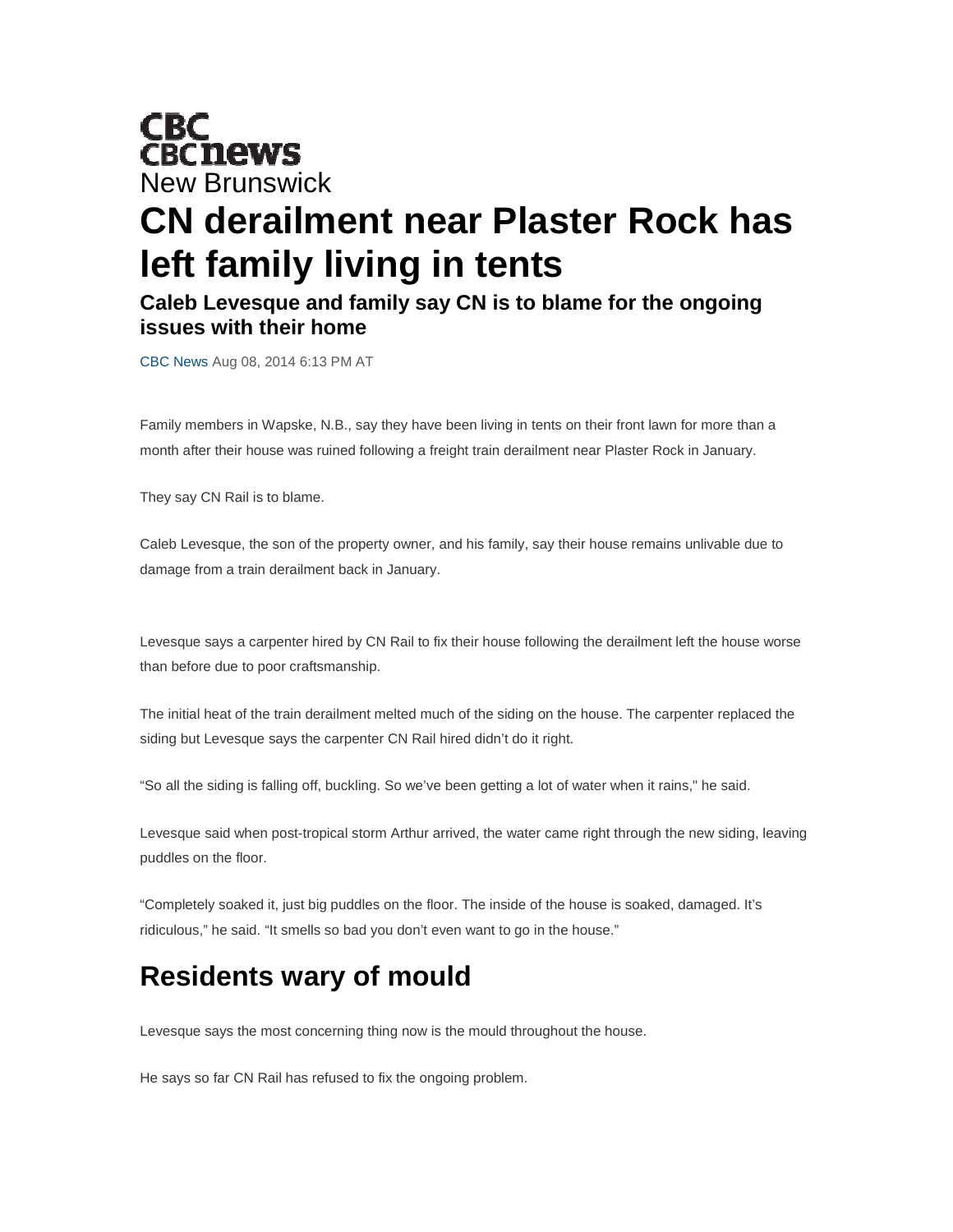CBC
CBC news
New Brunswick

# CN derailment near Plaster Rock has left family living in tents

## Caleb Levesque and family say CN is to blame for the ongoing issues with their home

CBC News Aug 08, 2014 6:13 PM AT

Family members in Wapske, N.B., say they have been living in tents on their front lawn for more than a month after their house was ruined following a freight train derailment near Plaster Rock in January.

They say CN Rail is to blame.

Caleb Levesque, the son of the property owner, and his family, say their house remains unlivable due to damage from a train derailment back in January.

Levesque says a carpenter hired by CN Rail to fix their house following the derailment left the house worse than before due to poor craftsmanship.

The initial heat of the train derailment melted much of the siding on the house. The carpenter replaced the siding but Levesque says the carpenter CN Rail hired didn't do it right.

"So all the siding is falling off, buckling. So we've been getting a lot of water when it rains," he said.

Levesque said when post-tropical storm Arthur arrived, the water came right through the new siding, leaving puddles on the floor.

"Completely soaked it, just big puddles on the floor. The inside of the house is soaked, damaged. It's ridiculous," he said. "It smells so bad you don't even want to go in the house."

## Residents wary of mould

Levesque says the most concerning thing now is the mould throughout the house.

He says so far CN Rail has refused to fix the ongoing problem.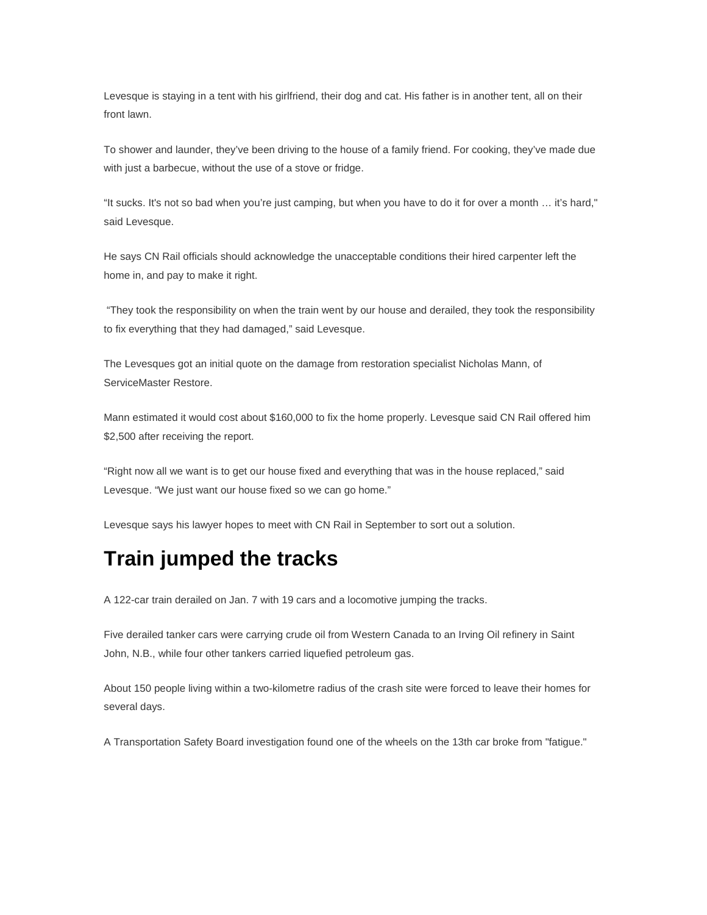Levesque is staying in a tent with his girlfriend, their dog and cat. His father is in another tent, all on their front lawn.

To shower and launder, they've been driving to the house of a family friend. For cooking, they've made due with just a barbecue, without the use of a stove or fridge.

"It sucks. It's not so bad when you're just camping, but when you have to do it for over a month … it's hard," said Levesque.

He says CN Rail officials should acknowledge the unacceptable conditions their hired carpenter left the home in, and pay to make it right.

"They took the responsibility on when the train went by our house and derailed, they took the responsibility to fix everything that they had damaged," said Levesque.

The Levesques got an initial quote on the damage from restoration specialist Nicholas Mann, of ServiceMaster Restore.

Mann estimated it would cost about $160,000 to fix the home properly. Levesque said CN Rail offered him $2,500 after receiving the report.

"Right now all we want is to get our house fixed and everything that was in the house replaced," said Levesque. "We just want our house fixed so we can go home."

Levesque says his lawyer hopes to meet with CN Rail in September to sort out a solution.

## Train jumped the tracks

A 122-car train derailed on Jan. 7 with 19 cars and a locomotive jumping the tracks.

Five derailed tanker cars were carrying crude oil from Western Canada to an Irving Oil refinery in Saint John, N.B., while four other tankers carried liquefied petroleum gas.

About 150 people living within a two-kilometre radius of the crash site were forced to leave their homes for several days.

A Transportation Safety Board investigation found one of the wheels on the 13th car broke from "fatigue."